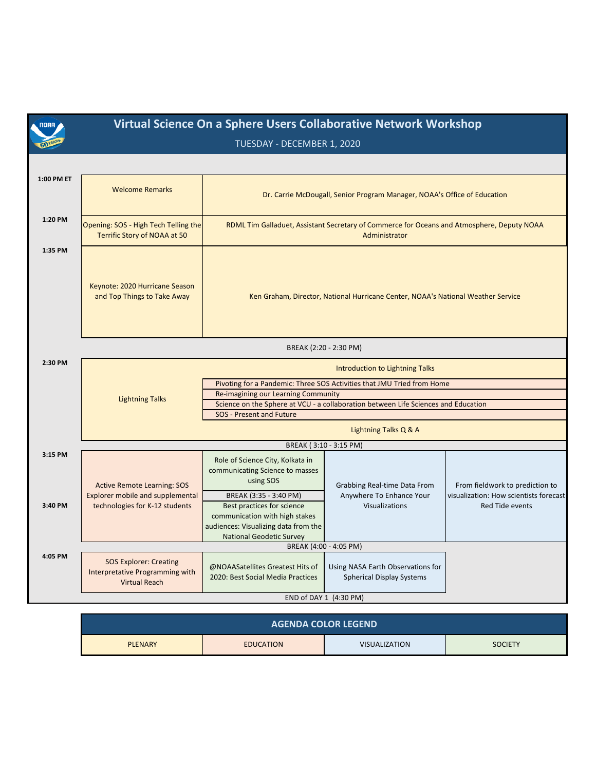# Virtual Science On a Sphere Users Collaborative Network Workshop

## TUESDAY - DECEMBER 1, 2020

| Time | Session | | | |
|---|---|---|---|---|
| 1:00 PM ET | Welcome Remarks | Dr. Carrie McDougall, Senior Program Manager, NOAA's Office of Education | | |
| 1:20 PM | Opening: SOS - High Tech Telling the Terrific Story of NOAA at 50 | RDML Tim Galladuet, Assistant Secretary of Commerce for Oceans and Atmosphere, Deputy NOAA Administrator | | |
| 1:35 PM | Keynote: 2020 Hurricane Season and Top Things to Take Away | Ken Graham, Director, National Hurricane Center, NOAA's National Weather Service | | |
| | BREAK (2:20 - 2:30 PM) | | | |
| 2:30 PM | Lightning Talks | Introduction to Lightning Talks<br>Pivoting for a Pandemic: Three SOS Activities that JMU Tried from Home<br>Re-imagining our Learning Community<br>Science on the Sphere at VCU - a collaboration between Life Sciences and Education<br>SOS - Present and Future<br>Lightning Talks Q & A | | |
| | BREAK ( 3:10 - 3:15 PM) | | | |
| 3:15 PM | Active Remote Learning: SOS Explorer mobile and supplemental technologies for K-12 students | Role of Science City, Kolkata in communicating Science to masses using SOS | Grabbing Real-time Data From Anywhere To Enhance Your Visualizations | From fieldwork to prediction to visualization: How scientists forecast Red Tide events |
| | | BREAK (3:35 - 3:40 PM) | | |
| 3:40 PM | | Best practices for science communication with high stakes audiences: Visualizing data from the National Geodetic Survey | | |
| | BREAK (4:00 - 4:05 PM) | | | |
| 4:05 PM | SOS Explorer: Creating Interpretative Programming with Virtual Reach | @NOAASatellites Greatest Hits of 2020: Best Social Media Practices | Using NASA Earth Observations for Spherical Display Systems | |
| | END of DAY 1 (4:30 PM) | | | |

## AGENDA COLOR LEGEND

| PLENARY | EDUCATION | VISUALIZATION | SOCIETY |
|---|---|---|---|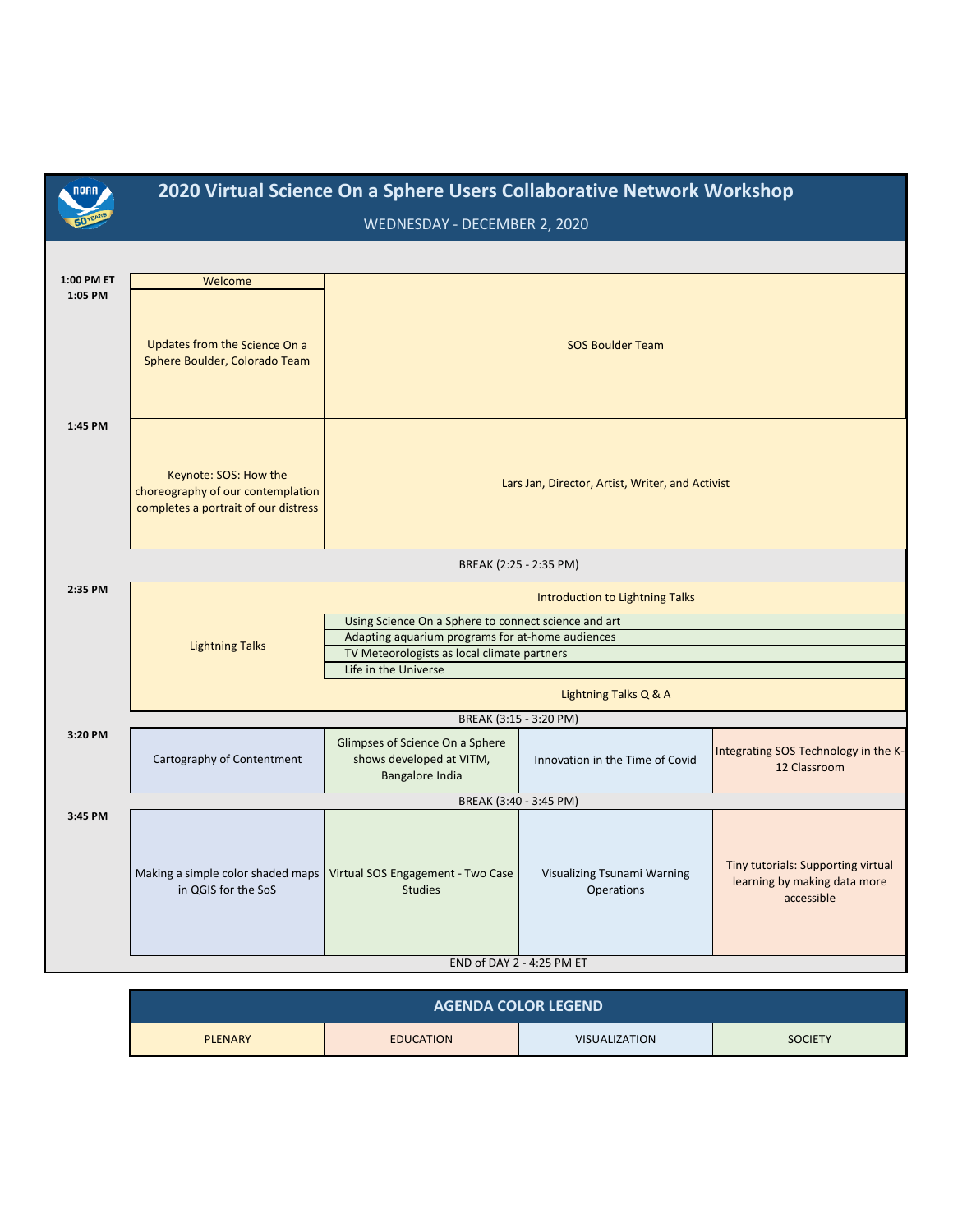# 2020 Virtual Science On a Sphere Users Collaborative Network Workshop

WEDNESDAY - DECEMBER 2, 2020

| Time | | | | |
|---|---|---|---|---|
| 1:00 PM ET | Welcome | SOS Boulder Team | | |
| 1:05 PM | Updates from the Science On a Sphere Boulder, Colorado Team | SOS Boulder Team | | |
| 1:45 PM | Keynote: SOS: How the choreography of our contemplation completes a portrait of our distress | Lars Jan, Director, Artist, Writer, and Activist | | |
| | BREAK (2:25 - 2:35 PM) | | | |
| 2:35 PM | Lightning Talks | Introduction to Lightning Talks | | |
| | | Using Science On a Sphere to connect science and art | | |
| | | Adapting aquarium programs for at-home audiences | | |
| | | TV Meteorologists as local climate partners | | |
| | | Life in the Universe | | |
| | | Lightning Talks Q & A | | |
| | BREAK (3:15 - 3:20 PM) | | | |
| 3:20 PM | Cartography of Contentment | Glimpses of Science On a Sphere shows developed at VITM, Bangalore India | Innovation in the Time of Covid | Integrating SOS Technology in the K-12 Classroom |
| | BREAK (3:40 - 3:45 PM) | | | |
| 3:45 PM | Making a simple color shaded maps in QGIS for the SoS | Virtual SOS Engagement - Two Case Studies | Visualizing Tsunami Warning Operations | Tiny tutorials: Supporting virtual learning by making data more accessible |
| | END of DAY 2 - 4:25 PM ET | | | |

| AGENDA COLOR LEGEND | | | |
|---|---|---|---|
| PLENARY | EDUCATION | VISUALIZATION | SOCIETY |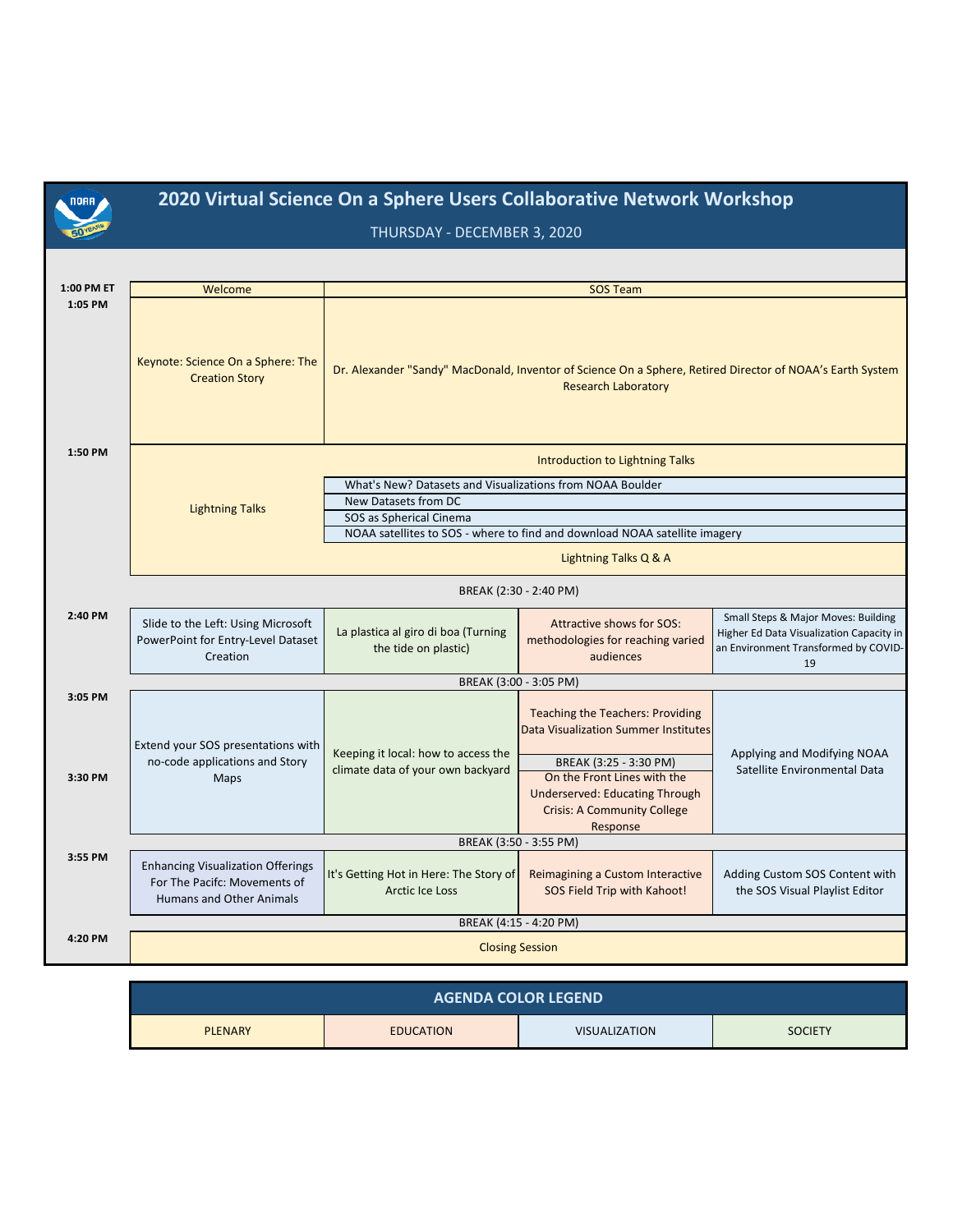# 2020 Virtual Science On a Sphere Users Collaborative Network Workshop

THURSDAY - DECEMBER 3, 2020

| | | | | |
|---|---|---|---|---|
| 1:00 PM ET | Welcome | SOS Team | | |
| 1:05 PM | Keynote: Science On a Sphere: The Creation Story | Dr. Alexander "Sandy" MacDonald, Inventor of Science On a Sphere, Retired Director of NOAA's Earth System Research Laboratory | | |
| 1:50 PM | Lightning Talks | Introduction to Lightning Talks | | |
| | | What's New? Datasets and Visualizations from NOAA Boulder | | |
| | | New Datasets from DC | | |
| | | SOS as Spherical Cinema | | |
| | | NOAA satellites to SOS - where to find and download NOAA satellite imagery | | |
| | | Lightning Talks Q & A | | |
| | BREAK (2:30 - 2:40 PM) | | | |
| 2:40 PM | Slide to the Left: Using Microsoft PowerPoint for Entry-Level Dataset Creation | La plastica al giro di boa (Turning the tide on plastic) | Attractive shows for SOS: methodologies for reaching varied audiences | Small Steps & Major Moves: Building Higher Ed Data Visualization Capacity in an Environment Transformed by COVID-19 |
| | BREAK (3:00 - 3:05 PM) | | | |
| 3:05 PM | Extend your SOS presentations with no-code applications and Story Maps | Keeping it local: how to access the climate data of your own backyard | Teaching the Teachers: Providing Data Visualization Summer Institutes | Applying and Modifying NOAA Satellite Environmental Data |
| | | | BREAK (3:25 - 3:30 PM) | |
| 3:30 PM | | | On the Front Lines with the Underserved: Educating Through Crisis: A Community College Response | |
| | BREAK (3:50 - 3:55 PM) | | | |
| 3:55 PM | Enhancing Visualization Offerings For The Pacifc: Movements of Humans and Other Animals | It's Getting Hot in Here: The Story of Arctic Ice Loss | Reimagining a Custom Interactive SOS Field Trip with Kahoot! | Adding Custom SOS Content with the SOS Visual Playlist Editor |
| | BREAK (4:15 - 4:20 PM) | | | |
| 4:20 PM | Closing Session | | | |

## AGENDA COLOR LEGEND

| | | | |
|---|---|---|---|
| PLENARY | EDUCATION | VISUALIZATION | SOCIETY |